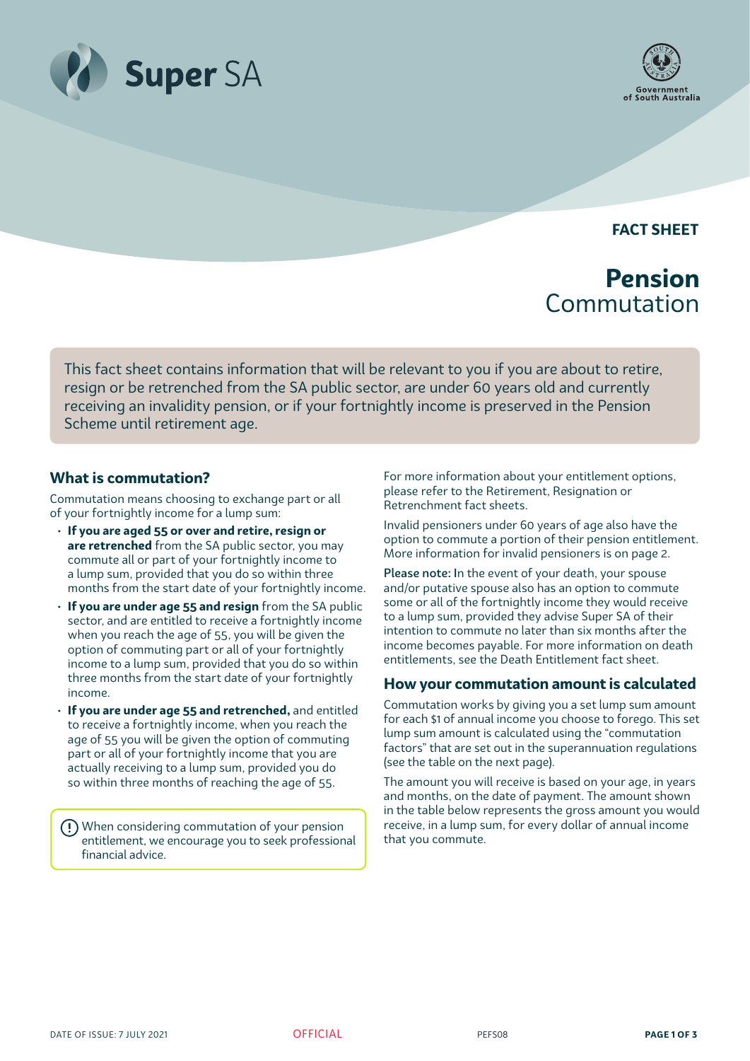Super SA

Government of South Australia

FACT SHEET

# Pension Commutation

This fact sheet contains information that will be relevant to you if you are about to retire, resign or be retrenched from the SA public sector, are under 60 years old and currently receiving an invalidity pension, or if your fortnightly income is preserved in the Pension Scheme until retirement age.

## What is commutation?

Commutation means choosing to exchange part or all of your fortnightly income for a lump sum:

- **If you are aged 55 or over and retire, resign or are retrenched** from the SA public sector, you may commute all or part of your fortnightly income to a lump sum, provided that you do so within three months from the start date of your fortnightly income.
- **If you are under age 55 and resign** from the SA public sector, and are entitled to receive a fortnightly income when you reach the age of 55, you will be given the option of commuting part or all of your fortnightly income to a lump sum, provided that you do so within three months from the start date of your fortnightly income.
- **If you are under age 55 and retrenched,** and entitled to receive a fortnightly income, when you reach the age of 55 you will be given the option of commuting part or all of your fortnightly income that you are actually receiving to a lump sum, provided you do so within three months of reaching the age of 55.

When considering commutation of your pension entitlement, we encourage you to seek professional financial advice.

For more information about your entitlement options, please refer to the Retirement, Resignation or Retrenchment fact sheets.

Invalid pensioners under 60 years of age also have the option to commute a portion of their pension entitlement. More information for invalid pensioners is on page 2.

**Please note:** In the event of your death, your spouse and/or putative spouse also has an option to commute some or all of the fortnightly income they would receive to a lump sum, provided they advise Super SA of their intention to commute no later than six months after the income becomes payable. For more information on death entitlements, see the Death Entitlement fact sheet.

## How your commutation amount is calculated

Commutation works by giving you a set lump sum amount for each $1 of annual income you choose to forego. This set lump sum amount is calculated using the "commutation factors" that are set out in the superannuation regulations (see the table on the next page).

The amount you will receive is based on your age, in years and months, on the date of payment. The amount shown in the table below represents the gross amount you would receive, in a lump sum, for every dollar of annual income that you commute.

DATE OF ISSUE: 7 JULY 2021 OFFICIAL PEFS08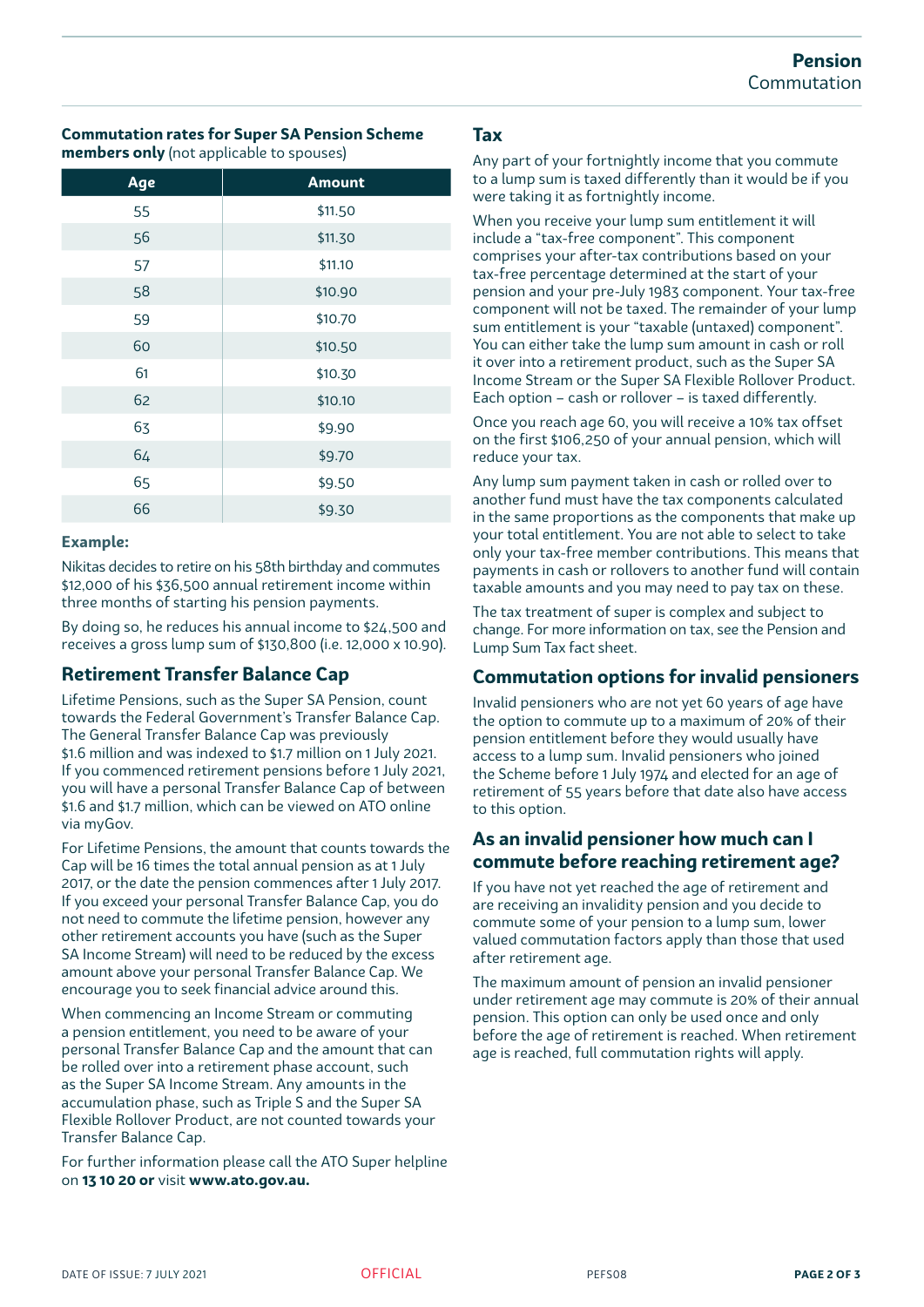**Commutation rates for Super SA Pension Scheme members only** (not applicable to spouses)

| Age | Amount |
|---|---|
| 55 | $11.50 |
| 56 | $11.30 |
| 57 | $11.10 |
| 58 | $10.90 |
| 59 | $10.70 |
| 60 | $10.50 |
| 61 | $10.30 |
| 62 | $10.10 |
| 63 | $9.90 |
| 64 | $9.70 |
| 65 | $9.50 |
| 66 | $9.30 |

**Example:**

Nikitas decides to retire on his 58th birthday and commutes $12,000 of his $36,500 annual retirement income within three months of starting his pension payments.

By doing so, he reduces his annual income to $24,500 and receives a gross lump sum of $130,800 (i.e. 12,000 x 10.90).

## Retirement Transfer Balance Cap

Lifetime Pensions, such as the Super SA Pension, count towards the Federal Government's Transfer Balance Cap. The General Transfer Balance Cap was previously $1.6 million and was indexed to $1.7 million on 1 July 2021. If you commenced retirement pensions before 1 July 2021, you will have a personal Transfer Balance Cap of between $1.6 and $1.7 million, which can be viewed on ATO online via myGov.

For Lifetime Pensions, the amount that counts towards the Cap will be 16 times the total annual pension as at 1 July 2017, or the date the pension commences after 1 July 2017. If you exceed your personal Transfer Balance Cap, you do not need to commute the lifetime pension, however any other retirement accounts you have (such as the Super SA Income Stream) will need to be reduced by the excess amount above your personal Transfer Balance Cap. We encourage you to seek financial advice around this.

When commencing an Income Stream or commuting a pension entitlement, you need to be aware of your personal Transfer Balance Cap and the amount that can be rolled over into a retirement phase account, such as the Super SA Income Stream. Any amounts in the accumulation phase, such as Triple S and the Super SA Flexible Rollover Product, are not counted towards your Transfer Balance Cap.

For further information please call the ATO Super helpline on **13 10 20 or** visit **www.ato.gov.au.**

## Tax

Any part of your fortnightly income that you commute to a lump sum is taxed differently than it would be if you were taking it as fortnightly income.

When you receive your lump sum entitlement it will include a "tax-free component". This component comprises your after-tax contributions based on your tax-free percentage determined at the start of your pension and your pre-July 1983 component. Your tax-free component will not be taxed. The remainder of your lump sum entitlement is your "taxable (untaxed) component". You can either take the lump sum amount in cash or roll it over into a retirement product, such as the Super SA Income Stream or the Super SA Flexible Rollover Product. Each option – cash or rollover – is taxed differently.

Once you reach age 60, you will receive a 10% tax offset on the first $106,250 of your annual pension, which will reduce your tax.

Any lump sum payment taken in cash or rolled over to another fund must have the tax components calculated in the same proportions as the components that make up your total entitlement. You are not able to select to take only your tax-free member contributions. This means that payments in cash or rollovers to another fund will contain taxable amounts and you may need to pay tax on these.

The tax treatment of super is complex and subject to change. For more information on tax, see the Pension and Lump Sum Tax fact sheet.

## Commutation options for invalid pensioners

Invalid pensioners who are not yet 60 years of age have the option to commute up to a maximum of 20% of their pension entitlement before they would usually have access to a lump sum. Invalid pensioners who joined the Scheme before 1 July 1974 and elected for an age of retirement of 55 years before that date also have access to this option.

## As an invalid pensioner how much can I commute before reaching retirement age?

If you have not yet reached the age of retirement and are receiving an invalidity pension and you decide to commute some of your pension to a lump sum, lower valued commutation factors apply than those that used after retirement age.

The maximum amount of pension an invalid pensioner under retirement age may commute is 20% of their annual pension. This option can only be used once and only before the age of retirement is reached. When retirement age is reached, full commutation rights will apply.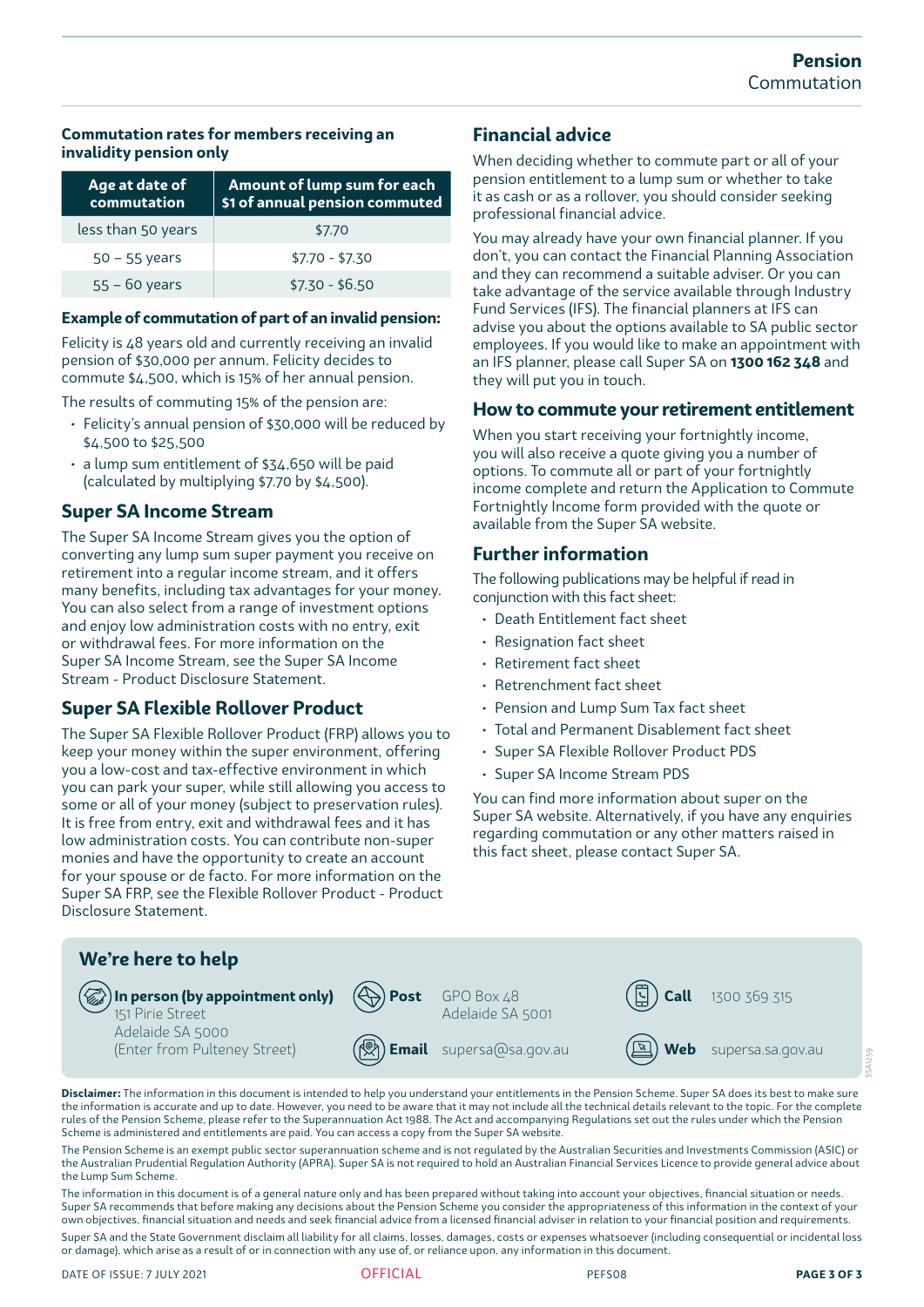**Commutation rates for members receiving an invalidity pension only**

| Age at date of commutation | Amount of lump sum for each $1 of annual pension commuted |
|---|---|
| less than 50 years | $7.70 |
| 50 – 55 years | $7.70 - $7.30 |
| 55 – 60 years | $7.30 - $6.50 |

**Example of commutation of part of an invalid pension:**

Felicity is 48 years old and currently receiving an invalid pension of $30,000 per annum. Felicity decides to commute $4,500, which is 15% of her annual pension.

The results of commuting 15% of the pension are:

- Felicity's annual pension of $30,000 will be reduced by $4,500 to $25,500
- a lump sum entitlement of $34,650 will be paid (calculated by multiplying $7.70 by $4,500).

## Super SA Income Stream

The Super SA Income Stream gives you the option of converting any lump sum super payment you receive on retirement into a regular income stream, and it offers many benefits, including tax advantages for your money. You can also select from a range of investment options and enjoy low administration costs with no entry, exit or withdrawal fees. For more information on the Super SA Income Stream, see the Super SA Income Stream - Product Disclosure Statement.

## Super SA Flexible Rollover Product

The Super SA Flexible Rollover Product (FRP) allows you to keep your money within the super environment, offering you a low-cost and tax-effective environment in which you can park your super, while still allowing you access to some or all of your money (subject to preservation rules). It is free from entry, exit and withdrawal fees and it has low administration costs. You can contribute non-super monies and have the opportunity to create an account for your spouse or de facto. For more information on the Super SA FRP, see the Flexible Rollover Product - Product Disclosure Statement.

## Financial advice

When deciding whether to commute part or all of your pension entitlement to a lump sum or whether to take it as cash or as a rollover, you should consider seeking professional financial advice.

You may already have your own financial planner. If you don't, you can contact the Financial Planning Association and they can recommend a suitable adviser. Or you can take advantage of the service available through Industry Fund Services (IFS). The financial planners at IFS can advise you about the options available to SA public sector employees. If you would like to make an appointment with an IFS planner, please call Super SA on **1300 162 348** and they will put you in touch.

## How to commute your retirement entitlement

When you start receiving your fortnightly income, you will also receive a quote giving you a number of options. To commute all or part of your fortnightly income complete and return the Application to Commute Fortnightly Income form provided with the quote or available from the Super SA website.

## Further information

The following publications may be helpful if read in conjunction with this fact sheet:

- Death Entitlement fact sheet
- Resignation fact sheet
- Retirement fact sheet
- Retrenchment fact sheet
- Pension and Lump Sum Tax fact sheet
- Total and Permanent Disablement fact sheet
- Super SA Flexible Rollover Product PDS
- Super SA Income Stream PDS

You can find more information about super on the Super SA website. Alternatively, if you have any enquiries regarding commutation or any other matters raised in this fact sheet, please contact Super SA.

## We're here to help

**In person (by appointment only)**
151 Pirie Street
Adelaide SA 5000
(Enter from Pulteney Street)

**Post** GPO Box 48
Adelaide SA 5001

**Email** supersa@sa.gov.au

**Call** 1300 369 315

**Web** supersa.sa.gov.au

**Disclaimer:** The information in this document is intended to help you understand your entitlements in the Pension Scheme. Super SA does its best to make sure the information is accurate and up to date. However, you need to be aware that it may not include all the technical details relevant to the topic. For the complete rules of the Pension Scheme, please refer to the Superannuation Act 1988. The Act and accompanying Regulations set out the rules under which the Pension Scheme is administered and entitlements are paid. You can access a copy from the Super SA website.

The Pension Scheme is an exempt public sector superannuation scheme and is not regulated by the Australian Securities and Investments Commission (ASIC) or the Australian Prudential Regulation Authority (APRA). Super SA is not required to hold an Australian Financial Services Licence to provide general advice about the Lump Sum Scheme.

The information in this document is of a general nature only and has been prepared without taking into account your objectives, financial situation or needs. Super SA recommends that before making any decisions about the Pension Scheme you consider the appropriateness of this information in the context of your own objectives, financial situation and needs and seek financial advice from a licensed financial adviser in relation to your financial position and requirements.

Super SA and the State Government disclaim all liability for all claims, losses, damages, costs or expenses whatsoever (including consequential or incidental loss or damage), which arise as a result of or in connection with any use of, or reliance upon, any information in this document.

DATE OF ISSUE: 7 JULY 2021 OFFICIAL PEFS08